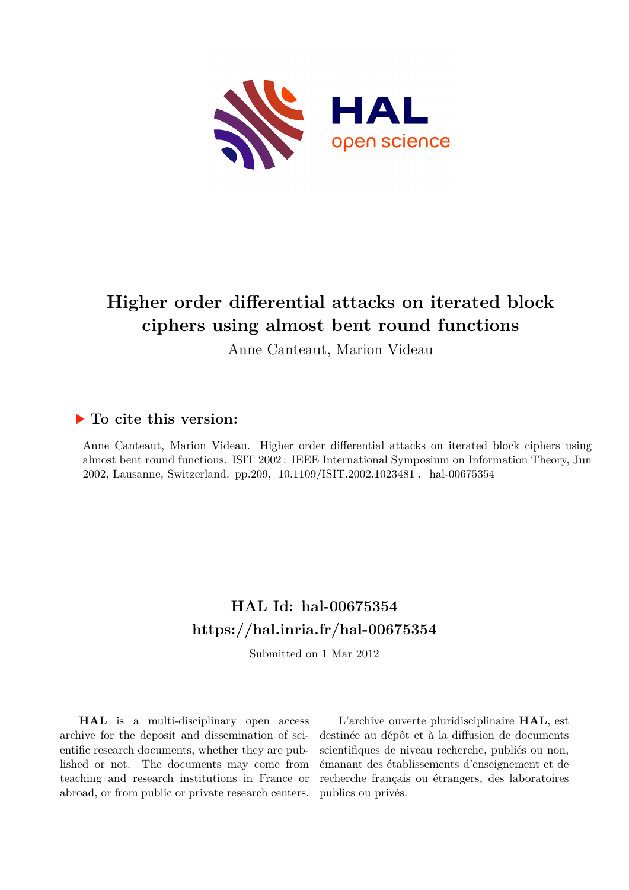# Higher order differential attacks on iterated block ciphers using almost bent round functions

Anne Canteaut, Marion Videau

## ▶ To cite this version:

Anne Canteaut, Marion Videau. Higher order differential attacks on iterated block ciphers using almost bent round functions. ISIT 2002 : IEEE International Symposium on Information Theory, Jun 2002, Lausanne, Switzerland. pp.209, 10.1109/ISIT.2002.1023481 . hal-00675354

## HAL Id: hal-00675354
## https://hal.inria.fr/hal-00675354

Submitted on 1 Mar 2012

**HAL** is a multi-disciplinary open access archive for the deposit and dissemination of scientific research documents, whether they are published or not. The documents may come from teaching and research institutions in France or abroad, or from public or private research centers.

L'archive ouverte pluridisciplinaire **HAL**, est destinée au dépôt et à la diffusion de documents scientifiques de niveau recherche, publiés ou non, émanant des établissements d'enseignement et de recherche français ou étrangers, des laboratoires publics ou privés.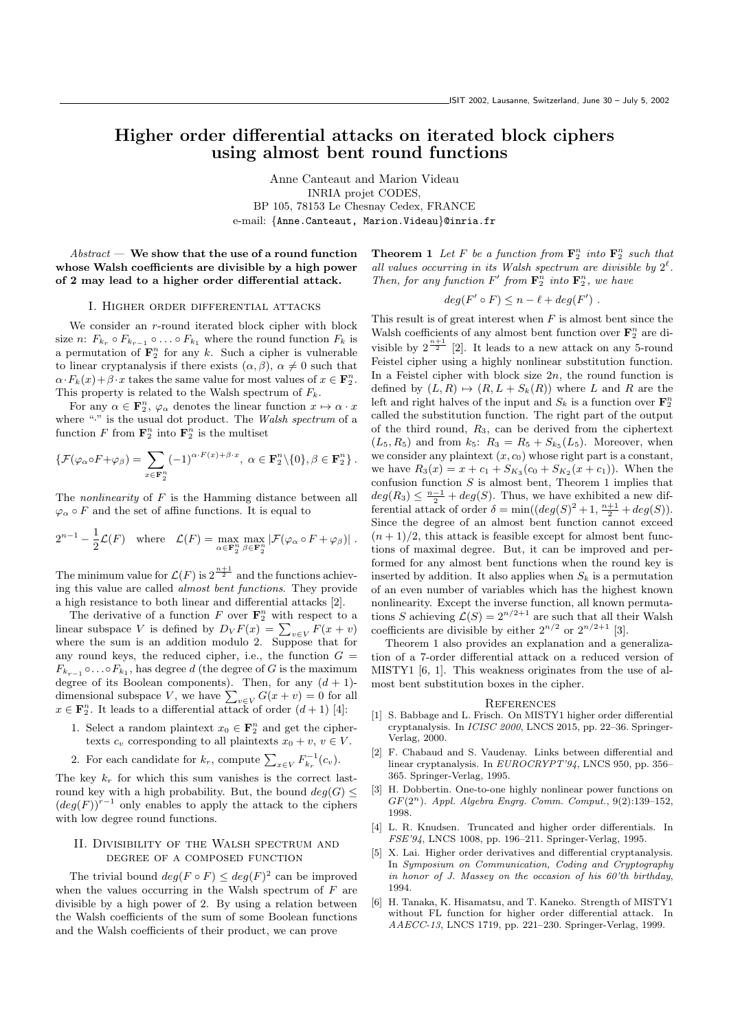# Higher order differential attacks on iterated block ciphers using almost bent round functions

Anne Canteaut and Marion Videau
INRIA projet CODES,
BP 105, 78153 Le Chesnay Cedex, FRANCE
e-mail: {Anne.Canteaut, Marion.Videau}@inria.fr

*Abstract* — **We show that the use of a round function whose Walsh coefficients are divisible by a high power of 2 may lead to a higher order differential attack.**

## I. Higher order differential attacks

We consider an $r$-round iterated block cipher with block size $n$: $F_{k_r} \circ F_{k_{r-1}} \circ \ldots \circ F_{k_1}$ where the round function $F_k$ is a permutation of $\mathbf{F}_2^n$ for any $k$. Such a cipher is vulnerable to linear cryptanalysis if there exists $(\alpha, \beta)$, $\alpha \neq 0$ such that $\alpha \cdot F_k(x) + \beta \cdot x$ takes the same value for most values of $x \in \mathbf{F}_2^n$. This property is related to the Walsh spectrum of $F_k$.

For any $\alpha \in \mathbf{F}_2^n$, $\varphi_\alpha$ denotes the linear function $x \mapsto \alpha \cdot x$ where "$\cdot$" is the usual dot product. The *Walsh spectrum* of a function $F$ from $\mathbf{F}_2^n$ into $\mathbf{F}_2^n$ is the multiset

$$\{\mathcal{F}(\varphi_\alpha \circ F + \varphi_\beta) = \sum_{x \in \mathbf{F}_2^n} (-1)^{\alpha \cdot F(x) + \beta \cdot x}, \ \alpha \in \mathbf{F}_2^n \setminus \{0\}, \beta \in \mathbf{F}_2^n\} \, .$$

The *nonlinearity* of $F$ is the Hamming distance between all $\varphi_\alpha \circ F$ and the set of affine functions. It is equal to

$$2^{n-1} - \frac{1}{2}\mathcal{L}(F) \quad \text{where} \quad \mathcal{L}(F) = \max_{\alpha \in \mathbf{F}_2^n} \max_{\beta \in \mathbf{F}_2^n} |\mathcal{F}(\varphi_\alpha \circ F + \varphi_\beta)| \, .$$

The minimum value for $\mathcal{L}(F)$ is $2^{\frac{n+1}{2}}$ and the functions achieving this value are called *almost bent functions*. They provide a high resistance to both linear and differential attacks [2].

The derivative of a function $F$ over $\mathbf{F}_2^n$ with respect to a linear subspace $V$ is defined by $D_V F(x) = \sum_{v \in V} F(x+v)$ where the sum is an addition modulo 2. Suppose that for any round keys, the reduced cipher, i.e., the function $G = F_{k_{r-1}} \circ \ldots \circ F_{k_1}$, has degree $d$ (the degree of $G$ is the maximum degree of its Boolean components). Then, for any $(d+1)$-dimensional subspace $V$, we have $\sum_{v \in V} G(x+v) = 0$ for all $x \in \mathbf{F}_2^n$. It leads to a differential attack of order $(d+1)$ [4]:

1. Select a random plaintext $x_0 \in \mathbf{F}_2^n$ and get the ciphertexts $c_v$ corresponding to all plaintexts $x_0 + v$, $v \in V$.
2. For each candidate for $k_r$, compute $\sum_{x \in V} F_{k_r}^{-1}(c_v)$.

The key $k_r$ for which this sum vanishes is the correct last-round key with a high probability. But, the bound $deg(G) \leq (deg(F))^{r-1}$ only enables to apply the attack to the ciphers with low degree round functions.

## II. Divisibility of the Walsh spectrum and degree of a composed function

The trivial bound $deg(F \circ F) \leq deg(F)^2$ can be improved when the values occurring in the Walsh spectrum of $F$ are divisible by a high power of 2. By using a relation between the Walsh coefficients of the sum of some Boolean functions and the Walsh coefficients of their product, we can prove

**Theorem 1** *Let $F$ be a function from $\mathbf{F}_2^n$ into $\mathbf{F}_2^n$ such that all values occurring in its Walsh spectrum are divisible by $2^\ell$. Then, for any function $F'$ from $\mathbf{F}_2^n$ into $\mathbf{F}_2^n$, we have*

$$deg(F' \circ F) \leq n - \ell + deg(F') \, .$$

This result is of great interest when $F$ is almost bent since the Walsh coefficients of any almost bent function over $\mathbf{F}_2^n$ are divisible by $2^{\frac{n+1}{2}}$ [2]. It leads to a new attack on any 5-round Feistel cipher using a highly nonlinear substitution function. In a Feistel cipher with block size $2n$, the round function is defined by $(L, R) \mapsto (R, L + S_k(R))$ where $L$ and $R$ are the left and right halves of the input and $S_k$ is a function over $\mathbf{F}_2^n$ called the substitution function. The right part of the output of the third round, $R_3$, can be derived from the ciphertext $(L_5, R_5)$ and from $k_5$: $R_3 = R_5 + S_{k_5}(L_5)$. Moreover, when we consider any plaintext $(x, c_0)$ whose right part is a constant, we have $R_3(x) = x + c_1 + S_{K_3}(c_0 + S_{K_2}(x + c_1))$. When the confusion function $S$ is almost bent, Theorem 1 implies that $deg(R_3) \leq \frac{n-1}{2} + deg(S)$. Thus, we have exhibited a new differential attack of order $\delta = \min((deg(S)^2 + 1, \frac{n+1}{2} + deg(S))$. Since the degree of an almost bent function cannot exceed $(n+1)/2$, this attack is feasible except for almost bent functions of maximal degree. But, it can be improved and performed for any almost bent functions when the round key is inserted by addition. It also applies when $S_k$ is a permutation of an even number of variables which has the highest known nonlinearity. Except the inverse function, all known permutations $S$ achieving $\mathcal{L}(S) = 2^{n/2+1}$ are such that all their Walsh coefficients are divisible by either $2^{n/2}$ or $2^{n/2+1}$ [3].

Theorem 1 also provides an explanation and a generalization of a 7-order differential attack on a reduced version of MISTY1 [6, 1]. This weakness originates from the use of almost bent substitution boxes in the cipher.

## References

[1] S. Babbage and L. Frisch. On MISTY1 higher order differential cryptanalysis. In *ICISC 2000*, LNCS 2015, pp. 22–36. Springer-Verlag, 2000.

[2] F. Chabaud and S. Vaudenay. Links between differential and linear cryptanalysis. In *EUROCRYPT'94*, LNCS 950, pp. 356–365. Springer-Verlag, 1995.

[3] H. Dobbertin. One-to-one highly nonlinear power functions on $GF(2^n)$. *Appl. Algebra Engrg. Comm. Comput.*, 9(2):139–152, 1998.

[4] L. R. Knudsen. Truncated and higher order differentials. In *FSE'94*, LNCS 1008, pp. 196–211. Springer-Verlag, 1995.

[5] X. Lai. Higher order derivatives and differential cryptanalysis. In *Symposium on Communication, Coding and Cryptography in honor of J. Massey on the occasion of his 60'th birthday*, 1994.

[6] H. Tanaka, K. Hisamatsu, and T. Kaneko. Strength of MISTY1 without FL function for higher order differential attack. In *AAECC-13*, LNCS 1719, pp. 221–230. Springer-Verlag, 1999.